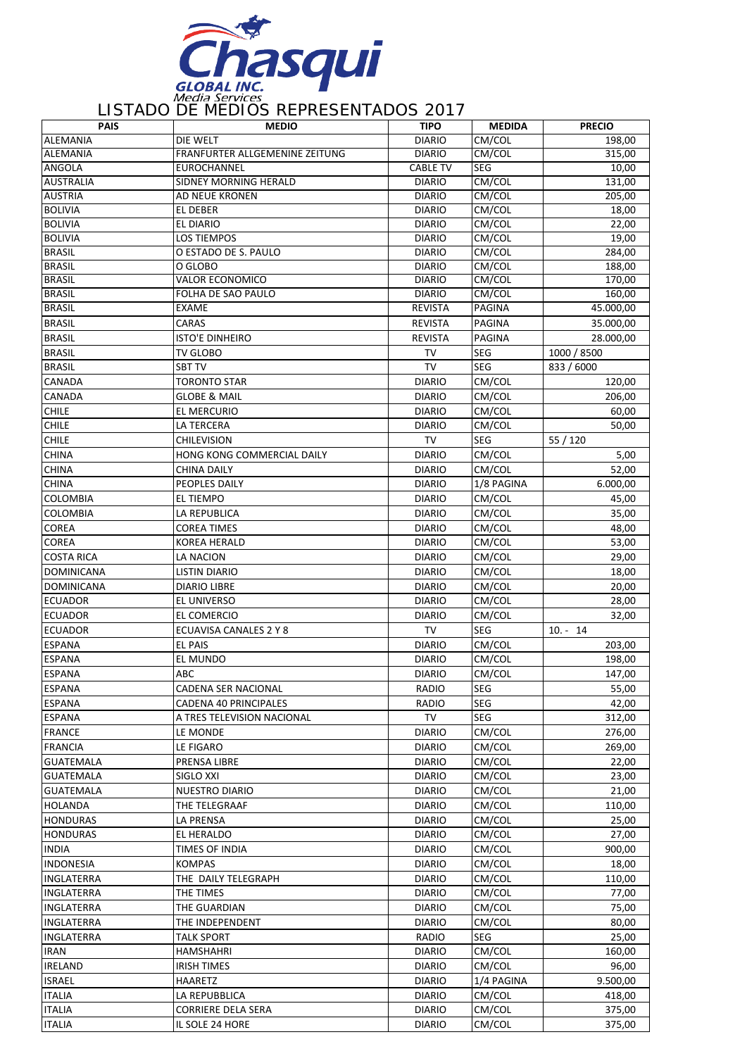Chasqui GLOBAL INC. Media Services

# LISTADO DE MEDIOS REPRESENTADOS 2017

| PAIS | MEDIO | TIPO | MEDIDA | PRECIO |
|---|---|---|---|---|
| ALEMANIA | DIE WELT | DIARIO | CM/COL | 198,00 |
| ALEMANIA | FRANFURTER ALLGEMENINE ZEITUNG | DIARIO | CM/COL | 315,00 |
| ANGOLA | EUROCHANNEL | CABLE TV | SEG | 10,00 |
| AUSTRALIA | SIDNEY MORNING HERALD | DIARIO | CM/COL | 131,00 |
| AUSTRIA | AD NEUE KRONEN | DIARIO | CM/COL | 205,00 |
| BOLIVIA | EL DEBER | DIARIO | CM/COL | 18,00 |
| BOLIVIA | EL DIARIO | DIARIO | CM/COL | 22,00 |
| BOLIVIA | LOS TIEMPOS | DIARIO | CM/COL | 19,00 |
| BRASIL | O ESTADO DE S. PAULO | DIARIO | CM/COL | 284,00 |
| BRASIL | O GLOBO | DIARIO | CM/COL | 188,00 |
| BRASIL | VALOR ECONOMICO | DIARIO | CM/COL | 170,00 |
| BRASIL | FOLHA DE SAO PAULO | DIARIO | CM/COL | 160,00 |
| BRASIL | EXAME | REVISTA | PAGINA | 45.000,00 |
| BRASIL | CARAS | REVISTA | PAGINA | 35.000,00 |
| BRASIL | ISTO'E DINHEIRO | REVISTA | PAGINA | 28.000,00 |
| BRASIL | TV GLOBO | TV | SEG | 1000 / 8500 |
| BRASIL | SBT TV | TV | SEG | 833 / 6000 |
| CANADA | TORONTO STAR | DIARIO | CM/COL | 120,00 |
| CANADA | GLOBE & MAIL | DIARIO | CM/COL | 206,00 |
| CHILE | EL MERCURIO | DIARIO | CM/COL | 60,00 |
| CHILE | LA TERCERA | DIARIO | CM/COL | 50,00 |
| CHILE | CHILEVISION | TV | SEG | 55 / 120 |
| CHINA | HONG KONG COMMERCIAL DAILY | DIARIO | CM/COL | 5,00 |
| CHINA | CHINA DAILY | DIARIO | CM/COL | 52,00 |
| CHINA | PEOPLES DAILY | DIARIO | 1/8 PAGINA | 6.000,00 |
| COLOMBIA | EL TIEMPO | DIARIO | CM/COL | 45,00 |
| COLOMBIA | LA REPUBLICA | DIARIO | CM/COL | 35,00 |
| COREA | COREA TIMES | DIARIO | CM/COL | 48,00 |
| COREA | KOREA HERALD | DIARIO | CM/COL | 53,00 |
| COSTA RICA | LA NACION | DIARIO | CM/COL | 29,00 |
| DOMINICANA | LISTIN DIARIO | DIARIO | CM/COL | 18,00 |
| DOMINICANA | DIARIO LIBRE | DIARIO | CM/COL | 20,00 |
| ECUADOR | EL UNIVERSO | DIARIO | CM/COL | 28,00 |
| ECUADOR | EL COMERCIO | DIARIO | CM/COL | 32,00 |
| ECUADOR | ECUAVISA CANALES 2 Y 8 | TV | SEG | 10. - 14 |
| ESPANA | EL PAIS | DIARIO | CM/COL | 203,00 |
| ESPANA | EL MUNDO | DIARIO | CM/COL | 198,00 |
| ESPANA | ABC | DIARIO | CM/COL | 147,00 |
| ESPANA | CADENA SER NACIONAL | RADIO | SEG | 55,00 |
| ESPANA | CADENA 40 PRINCIPALES | RADIO | SEG | 42,00 |
| ESPANA | A TRES TELEVISION NACIONAL | TV | SEG | 312,00 |
| FRANCE | LE MONDE | DIARIO | CM/COL | 276,00 |
| FRANCIA | LE FIGARO | DIARIO | CM/COL | 269,00 |
| GUATEMALA | PRENSA LIBRE | DIARIO | CM/COL | 22,00 |
| GUATEMALA | SIGLO XXI | DIARIO | CM/COL | 23,00 |
| GUATEMALA | NUESTRO DIARIO | DIARIO | CM/COL | 21,00 |
| HOLANDA | THE TELEGRAAF | DIARIO | CM/COL | 110,00 |
| HONDURAS | LA PRENSA | DIARIO | CM/COL | 25,00 |
| HONDURAS | EL HERALDO | DIARIO | CM/COL | 27,00 |
| INDIA | TIMES OF INDIA | DIARIO | CM/COL | 900,00 |
| INDONESIA | KOMPAS | DIARIO | CM/COL | 18,00 |
| INGLATERRA | THE DAILY TELEGRAPH | DIARIO | CM/COL | 110,00 |
| INGLATERRA | THE TIMES | DIARIO | CM/COL | 77,00 |
| INGLATERRA | THE GUARDIAN | DIARIO | CM/COL | 75,00 |
| INGLATERRA | THE INDEPENDENT | DIARIO | CM/COL | 80,00 |
| INGLATERRA | TALK SPORT | RADIO | SEG | 25,00 |
| IRAN | HAMSHAHRI | DIARIO | CM/COL | 160,00 |
| IRELAND | IRISH TIMES | DIARIO | CM/COL | 96,00 |
| ISRAEL | HAARETZ | DIARIO | 1/4 PAGINA | 9.500,00 |
| ITALIA | LA REPUBBLICA | DIARIO | CM/COL | 418,00 |
| ITALIA | CORRIERE DELA SERA | DIARIO | CM/COL | 375,00 |
| ITALIA | IL SOLE 24 HORE | DIARIO | CM/COL | 375,00 |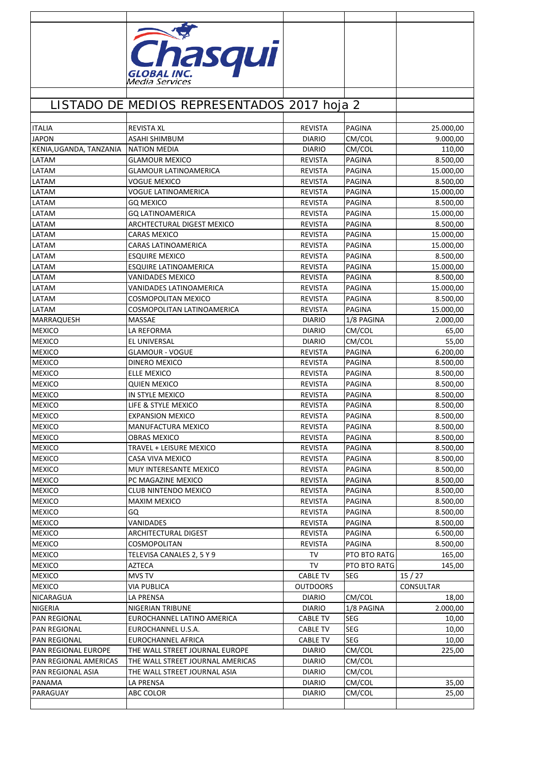Chasqui GLOBAL INC. Media Services

# LISTADO DE MEDIOS REPRESENTADOS 2017 hoja 2

| | | | | |
|---|---|---|---|---|
| ITALIA | REVISTA XL | REVISTA | PAGINA | 25.000,00 |
| JAPON | ASAHI SHIMBUM | DIARIO | CM/COL | 9.000,00 |
| KENIA,UGANDA, TANZANIA | NATION MEDIA | DIARIO | CM/COL | 110,00 |
| LATAM | GLAMOUR MEXICO | REVISTA | PAGINA | 8.500,00 |
| LATAM | GLAMOUR LATINOAMERICA | REVISTA | PAGINA | 15.000,00 |
| LATAM | VOGUE MEXICO | REVISTA | PAGINA | 8.500,00 |
| LATAM | VOGUE LATINOAMERICA | REVISTA | PAGINA | 15.000,00 |
| LATAM | GQ MEXICO | REVISTA | PAGINA | 8.500,00 |
| LATAM | GQ LATINOAMERICA | REVISTA | PAGINA | 15.000,00 |
| LATAM | ARCHTECTURAL DIGEST MEXICO | REVISTA | PAGINA | 8.500,00 |
| LATAM | CARAS MEXICO | REVISTA | PAGINA | 15.000,00 |
| LATAM | CARAS LATINOAMERICA | REVISTA | PAGINA | 15.000,00 |
| LATAM | ESQUIRE MEXICO | REVISTA | PAGINA | 8.500,00 |
| LATAM | ESQUIRE LATINOAMERICA | REVISTA | PAGINA | 15.000,00 |
| LATAM | VANIDADES MEXICO | REVISTA | PAGINA | 8.500,00 |
| LATAM | VANIDADES LATINOAMERICA | REVISTA | PAGINA | 15.000,00 |
| LATAM | COSMOPOLITAN MEXICO | REVISTA | PAGINA | 8.500,00 |
| LATAM | COSMOPOLITAN LATINOAMERICA | REVISTA | PAGINA | 15.000,00 |
| MARRAQUESH | MASSAE | DIARIO | 1/8 PAGINA | 2.000,00 |
| MEXICO | LA REFORMA | DIARIO | CM/COL | 65,00 |
| MEXICO | EL UNIVERSAL | DIARIO | CM/COL | 55,00 |
| MEXICO | GLAMOUR - VOGUE | REVISTA | PAGINA | 6.200,00 |
| MEXICO | DINERO MEXICO | REVISTA | PAGINA | 8.500,00 |
| MEXICO | ELLE MEXICO | REVISTA | PAGINA | 8.500,00 |
| MEXICO | QUIEN MEXICO | REVISTA | PAGINA | 8.500,00 |
| MEXICO | IN STYLE MEXICO | REVISTA | PAGINA | 8.500,00 |
| MEXICO | LIFE & STYLE MEXICO | REVISTA | PAGINA | 8.500,00 |
| MEXICO | EXPANSION MEXICO | REVISTA | PAGINA | 8.500,00 |
| MEXICO | MANUFACTURA MEXICO | REVISTA | PAGINA | 8.500,00 |
| MEXICO | OBRAS MEXICO | REVISTA | PAGINA | 8.500,00 |
| MEXICO | TRAVEL + LEISURE MEXICO | REVISTA | PAGINA | 8.500,00 |
| MEXICO | CASA VIVA MEXICO | REVISTA | PAGINA | 8.500,00 |
| MEXICO | MUY INTERESANTE MEXICO | REVISTA | PAGINA | 8.500,00 |
| MEXICO | PC MAGAZINE MEXICO | REVISTA | PAGINA | 8.500,00 |
| MEXICO | CLUB NINTENDO MEXICO | REVISTA | PAGINA | 8.500,00 |
| MEXICO | MAXIM MEXICO | REVISTA | PAGINA | 8.500,00 |
| MEXICO | GQ | REVISTA | PAGINA | 8.500,00 |
| MEXICO | VANIDADES | REVISTA | PAGINA | 8.500,00 |
| MEXICO | ARCHITECTURAL DIGEST | REVISTA | PAGINA | 6.500,00 |
| MEXICO | COSMOPOLITAN | REVISTA | PAGINA | 8.500,00 |
| MEXICO | TELEVISA CANALES 2, 5 Y 9 | TV | PTO BTO RATG | 165,00 |
| MEXICO | AZTECA | TV | PTO BTO RATG | 145,00 |
| MEXICO | MVS TV | CABLE TV | SEG | 15 / 27 |
| MEXICO | VIA PUBLICA | OUTDOORS | | CONSULTAR |
| NICARAGUA | LA PRENSA | DIARIO | CM/COL | 18,00 |
| NIGERIA | NIGERIAN TRIBUNE | DIARIO | 1/8 PAGINA | 2.000,00 |
| PAN REGIONAL | EUROCHANNEL LATINO AMERICA | CABLE TV | SEG | 10,00 |
| PAN REGIONAL | EUROCHANNEL U.S.A. | CABLE TV | SEG | 10,00 |
| PAN REGIONAL | EUROCHANNEL AFRICA | CABLE TV | SEG | 10,00 |
| PAN REGIONAL EUROPE | THE WALL STREET JOURNAL EUROPE | DIARIO | CM/COL | 225,00 |
| PAN REGIONAL AMERICAS | THE WALL STREET JOURNAL AMERICAS | DIARIO | CM/COL | |
| PAN REGIONAL ASIA | THE WALL STREET JOURNAL ASIA | DIARIO | CM/COL | |
| PANAMA | LA PRENSA | DIARIO | CM/COL | 35,00 |
| PARAGUAY | ABC COLOR | DIARIO | CM/COL | 25,00 |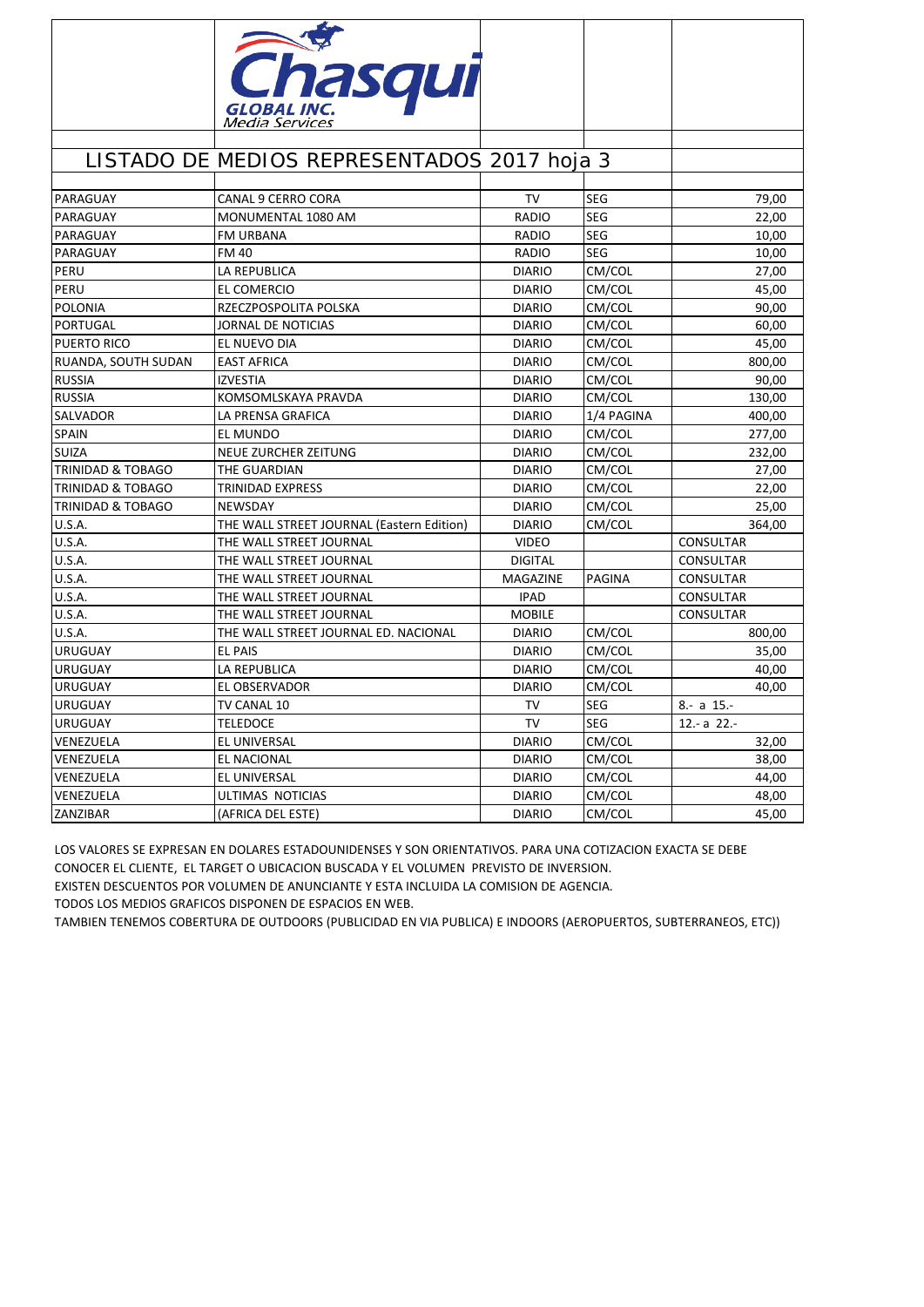Chasqui GLOBAL INC. Media Services

## LISTADO DE MEDIOS REPRESENTADOS 2017 hoja 3

| | | | | |
|---|---|---|---|---|
| PARAGUAY | CANAL 9 CERRO CORA | TV | SEG | 79,00 |
| PARAGUAY | MONUMENTAL 1080 AM | RADIO | SEG | 22,00 |
| PARAGUAY | FM URBANA | RADIO | SEG | 10,00 |
| PARAGUAY | FM 40 | RADIO | SEG | 10,00 |
| PERU | LA REPUBLICA | DIARIO | CM/COL | 27,00 |
| PERU | EL COMERCIO | DIARIO | CM/COL | 45,00 |
| POLONIA | RZECZPOSPOLITA POLSKA | DIARIO | CM/COL | 90,00 |
| PORTUGAL | JORNAL DE NOTICIAS | DIARIO | CM/COL | 60,00 |
| PUERTO RICO | EL NUEVO DIA | DIARIO | CM/COL | 45,00 |
| RUANDA, SOUTH SUDAN | EAST AFRICA | DIARIO | CM/COL | 800,00 |
| RUSSIA | IZVESTIA | DIARIO | CM/COL | 90,00 |
| RUSSIA | KOMSOMLSKAYA PRAVDA | DIARIO | CM/COL | 130,00 |
| SALVADOR | LA PRENSA GRAFICA | DIARIO | 1/4 PAGINA | 400,00 |
| SPAIN | EL MUNDO | DIARIO | CM/COL | 277,00 |
| SUIZA | NEUE ZURCHER ZEITUNG | DIARIO | CM/COL | 232,00 |
| TRINIDAD & TOBAGO | THE GUARDIAN | DIARIO | CM/COL | 27,00 |
| TRINIDAD & TOBAGO | TRINIDAD EXPRESS | DIARIO | CM/COL | 22,00 |
| TRINIDAD & TOBAGO | NEWSDAY | DIARIO | CM/COL | 25,00 |
| U.S.A. | THE WALL STREET JOURNAL (Eastern Edition) | DIARIO | CM/COL | 364,00 |
| U.S.A. | THE WALL STREET JOURNAL | VIDEO | | CONSULTAR |
| U.S.A. | THE WALL STREET JOURNAL | DIGITAL | | CONSULTAR |
| U.S.A. | THE WALL STREET JOURNAL | MAGAZINE | PAGINA | CONSULTAR |
| U.S.A. | THE WALL STREET JOURNAL | IPAD | | CONSULTAR |
| U.S.A. | THE WALL STREET JOURNAL | MOBILE | | CONSULTAR |
| U.S.A. | THE WALL STREET JOURNAL ED. NACIONAL | DIARIO | CM/COL | 800,00 |
| URUGUAY | EL PAIS | DIARIO | CM/COL | 35,00 |
| URUGUAY | LA REPUBLICA | DIARIO | CM/COL | 40,00 |
| URUGUAY | EL OBSERVADOR | DIARIO | CM/COL | 40,00 |
| URUGUAY | TV CANAL 10 | TV | SEG | 8.- a 15.- |
| URUGUAY | TELEDOCE | TV | SEG | 12.- a 22.- |
| VENEZUELA | EL UNIVERSAL | DIARIO | CM/COL | 32,00 |
| VENEZUELA | EL NACIONAL | DIARIO | CM/COL | 38,00 |
| VENEZUELA | EL UNIVERSAL | DIARIO | CM/COL | 44,00 |
| VENEZUELA | ULTIMAS NOTICIAS | DIARIO | CM/COL | 48,00 |
| ZANZIBAR | (AFRICA DEL ESTE) | DIARIO | CM/COL | 45,00 |

LOS VALORES SE EXPRESAN EN DOLARES ESTADOUNIDENSES Y SON ORIENTATIVOS. PARA UNA COTIZACION EXACTA SE DEBE CONOCER EL CLIENTE, EL TARGET O UBICACION BUSCADA Y EL VOLUMEN PREVISTO DE INVERSION.

EXISTEN DESCUENTOS POR VOLUMEN DE ANUNCIANTE Y ESTA INCLUIDA LA COMISION DE AGENCIA.

TODOS LOS MEDIOS GRAFICOS DISPONEN DE ESPACIOS EN WEB.

TAMBIEN TENEMOS COBERTURA DE OUTDOORS (PUBLICIDAD EN VIA PUBLICA) E INDOORS (AEROPUERTOS, SUBTERRANEOS, ETC))